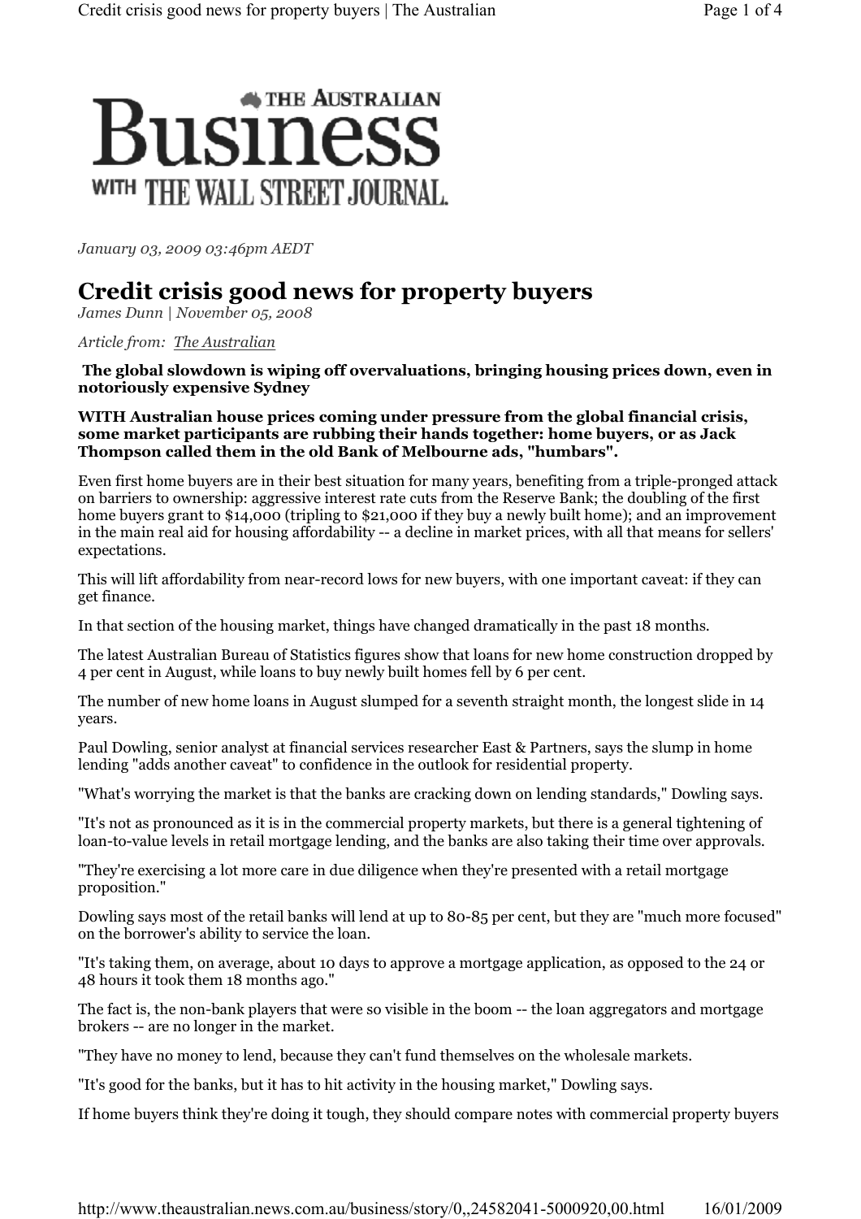THE AUSTRALIAN

# Business

WITH THE WALL STREET JOURNAL.

*January 03, 2009 03:46pm AEDT*

# Credit crisis good news for property buyers

*James Dunn | November 05, 2008*

*Article from: The Australian*

**The global slowdown is wiping off overvaluations, bringing housing prices down, even in notoriously expensive Sydney**

**WITH Australian house prices coming under pressure from the global financial crisis, some market participants are rubbing their hands together: home buyers, or as Jack Thompson called them in the old Bank of Melbourne ads, "humbars".**

Even first home buyers are in their best situation for many years, benefiting from a triple-pronged attack on barriers to ownership: aggressive interest rate cuts from the Reserve Bank; the doubling of the first home buyers grant to $14,000 (tripling to $21,000 if they buy a newly built home); and an improvement in the main real aid for housing affordability -- a decline in market prices, with all that means for sellers' expectations.

This will lift affordability from near-record lows for new buyers, with one important caveat: if they can get finance.

In that section of the housing market, things have changed dramatically in the past 18 months.

The latest Australian Bureau of Statistics figures show that loans for new home construction dropped by 4 per cent in August, while loans to buy newly built homes fell by 6 per cent.

The number of new home loans in August slumped for a seventh straight month, the longest slide in 14 years.

Paul Dowling, senior analyst at financial services researcher East & Partners, says the slump in home lending "adds another caveat" to confidence in the outlook for residential property.

"What's worrying the market is that the banks are cracking down on lending standards," Dowling says.

"It's not as pronounced as it is in the commercial property markets, but there is a general tightening of loan-to-value levels in retail mortgage lending, and the banks are also taking their time over approvals.

"They're exercising a lot more care in due diligence when they're presented with a retail mortgage proposition."

Dowling says most of the retail banks will lend at up to 80-85 per cent, but they are "much more focused" on the borrower's ability to service the loan.

"It's taking them, on average, about 10 days to approve a mortgage application, as opposed to the 24 or 48 hours it took them 18 months ago."

The fact is, the non-bank players that were so visible in the boom -- the loan aggregators and mortgage brokers -- are no longer in the market.

"They have no money to lend, because they can't fund themselves on the wholesale markets.

"It's good for the banks, but it has to hit activity in the housing market," Dowling says.

If home buyers think they're doing it tough, they should compare notes with commercial property buyers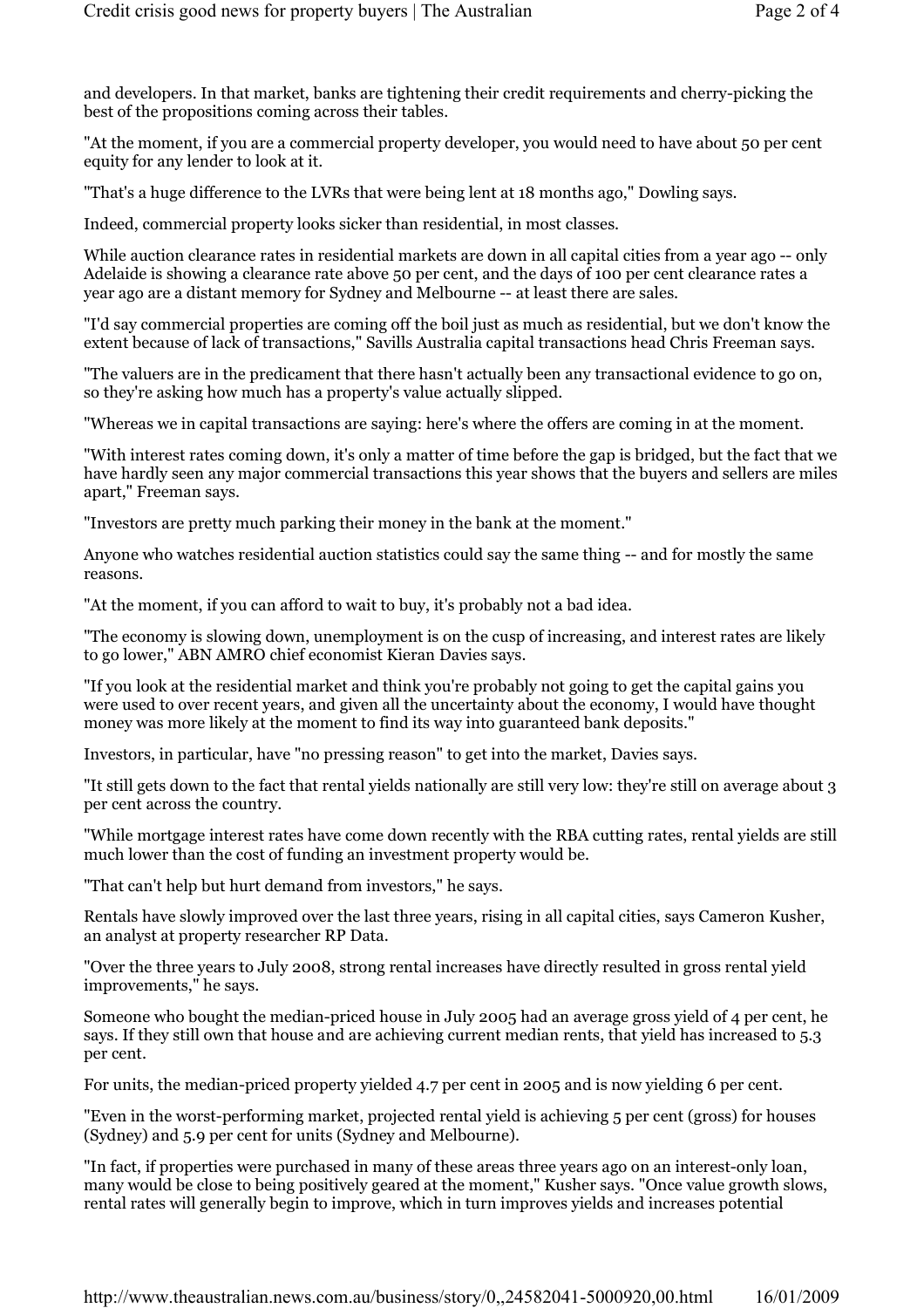and developers. In that market, banks are tightening their credit requirements and cherry-picking the best of the propositions coming across their tables.

"At the moment, if you are a commercial property developer, you would need to have about 50 per cent equity for any lender to look at it.

"That's a huge difference to the LVRs that were being lent at 18 months ago," Dowling says.

Indeed, commercial property looks sicker than residential, in most classes.

While auction clearance rates in residential markets are down in all capital cities from a year ago -- only Adelaide is showing a clearance rate above 50 per cent, and the days of 100 per cent clearance rates a year ago are a distant memory for Sydney and Melbourne -- at least there are sales.

"I'd say commercial properties are coming off the boil just as much as residential, but we don't know the extent because of lack of transactions," Savills Australia capital transactions head Chris Freeman says.

"The valuers are in the predicament that there hasn't actually been any transactional evidence to go on, so they're asking how much has a property's value actually slipped.

"Whereas we in capital transactions are saying: here's where the offers are coming in at the moment.

"With interest rates coming down, it's only a matter of time before the gap is bridged, but the fact that we have hardly seen any major commercial transactions this year shows that the buyers and sellers are miles apart," Freeman says.

"Investors are pretty much parking their money in the bank at the moment."

Anyone who watches residential auction statistics could say the same thing -- and for mostly the same reasons.

"At the moment, if you can afford to wait to buy, it's probably not a bad idea.

"The economy is slowing down, unemployment is on the cusp of increasing, and interest rates are likely to go lower," ABN AMRO chief economist Kieran Davies says.

"If you look at the residential market and think you're probably not going to get the capital gains you were used to over recent years, and given all the uncertainty about the economy, I would have thought money was more likely at the moment to find its way into guaranteed bank deposits."

Investors, in particular, have "no pressing reason" to get into the market, Davies says.

"It still gets down to the fact that rental yields nationally are still very low: they're still on average about 3 per cent across the country.

"While mortgage interest rates have come down recently with the RBA cutting rates, rental yields are still much lower than the cost of funding an investment property would be.

"That can't help but hurt demand from investors," he says.

Rentals have slowly improved over the last three years, rising in all capital cities, says Cameron Kusher, an analyst at property researcher RP Data.

"Over the three years to July 2008, strong rental increases have directly resulted in gross rental yield improvements," he says.

Someone who bought the median-priced house in July 2005 had an average gross yield of 4 per cent, he says. If they still own that house and are achieving current median rents, that yield has increased to 5.3 per cent.

For units, the median-priced property yielded 4.7 per cent in 2005 and is now yielding 6 per cent.

"Even in the worst-performing market, projected rental yield is achieving 5 per cent (gross) for houses (Sydney) and 5.9 per cent for units (Sydney and Melbourne).

"In fact, if properties were purchased in many of these areas three years ago on an interest-only loan, many would be close to being positively geared at the moment," Kusher says. "Once value growth slows, rental rates will generally begin to improve, which in turn improves yields and increases potential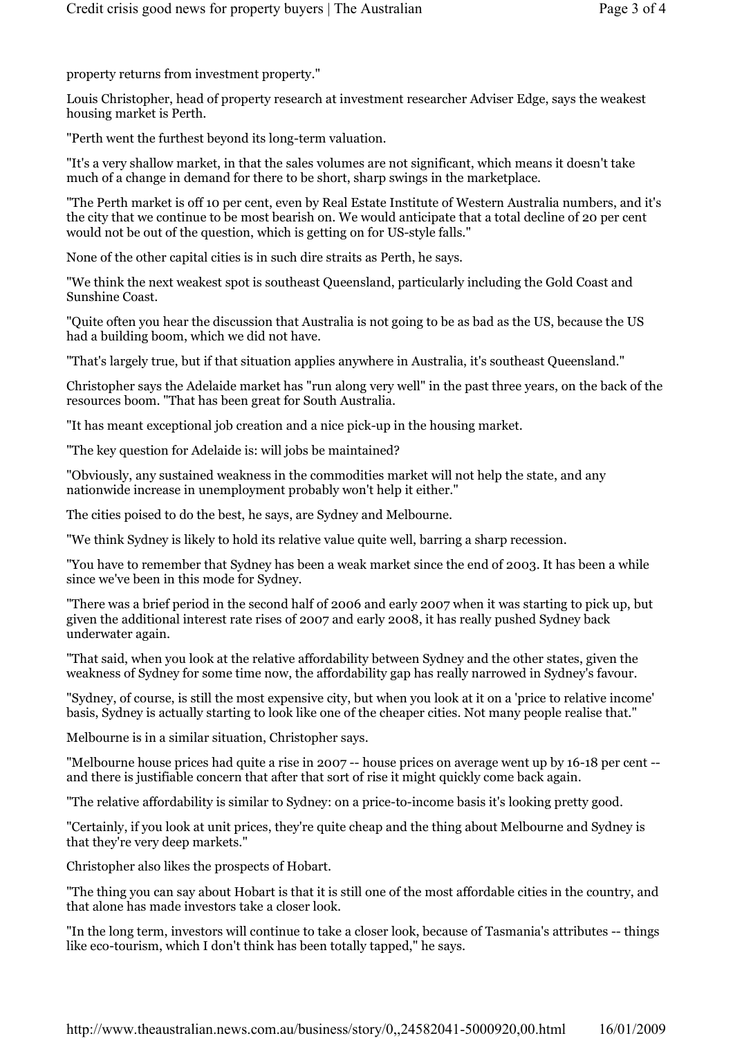property returns from investment property."

Louis Christopher, head of property research at investment researcher Adviser Edge, says the weakest housing market is Perth.

"Perth went the furthest beyond its long-term valuation.

"It's a very shallow market, in that the sales volumes are not significant, which means it doesn't take much of a change in demand for there to be short, sharp swings in the marketplace.

"The Perth market is off 10 per cent, even by Real Estate Institute of Western Australia numbers, and it's the city that we continue to be most bearish on. We would anticipate that a total decline of 20 per cent would not be out of the question, which is getting on for US-style falls."

None of the other capital cities is in such dire straits as Perth, he says.

"We think the next weakest spot is southeast Queensland, particularly including the Gold Coast and Sunshine Coast.

"Quite often you hear the discussion that Australia is not going to be as bad as the US, because the US had a building boom, which we did not have.

"That's largely true, but if that situation applies anywhere in Australia, it's southeast Queensland."

Christopher says the Adelaide market has "run along very well" in the past three years, on the back of the resources boom. "That has been great for South Australia.

"It has meant exceptional job creation and a nice pick-up in the housing market.

"The key question for Adelaide is: will jobs be maintained?

"Obviously, any sustained weakness in the commodities market will not help the state, and any nationwide increase in unemployment probably won't help it either."

The cities poised to do the best, he says, are Sydney and Melbourne.

"We think Sydney is likely to hold its relative value quite well, barring a sharp recession.

"You have to remember that Sydney has been a weak market since the end of 2003. It has been a while since we've been in this mode for Sydney.

"There was a brief period in the second half of 2006 and early 2007 when it was starting to pick up, but given the additional interest rate rises of 2007 and early 2008, it has really pushed Sydney back underwater again.

"That said, when you look at the relative affordability between Sydney and the other states, given the weakness of Sydney for some time now, the affordability gap has really narrowed in Sydney's favour.

"Sydney, of course, is still the most expensive city, but when you look at it on a 'price to relative income' basis, Sydney is actually starting to look like one of the cheaper cities. Not many people realise that."

Melbourne is in a similar situation, Christopher says.

"Melbourne house prices had quite a rise in 2007 -- house prices on average went up by 16-18 per cent -- and there is justifiable concern that after that sort of rise it might quickly come back again.

"The relative affordability is similar to Sydney: on a price-to-income basis it's looking pretty good.

"Certainly, if you look at unit prices, they're quite cheap and the thing about Melbourne and Sydney is that they're very deep markets."

Christopher also likes the prospects of Hobart.

"The thing you can say about Hobart is that it is still one of the most affordable cities in the country, and that alone has made investors take a closer look.

"In the long term, investors will continue to take a closer look, because of Tasmania's attributes -- things like eco-tourism, which I don't think has been totally tapped," he says.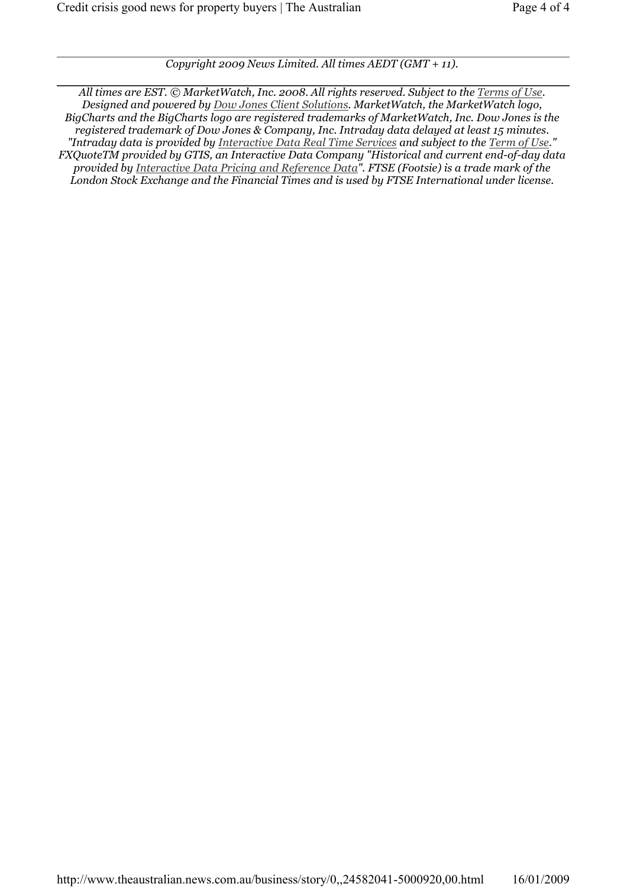*Copyright 2009 News Limited. All times AEDT (GMT + 11).*

*All times are EST. © MarketWatch, Inc. 2008. All rights reserved. Subject to the Terms of Use. Designed and powered by Dow Jones Client Solutions. MarketWatch, the MarketWatch logo, BigCharts and the BigCharts logo are registered trademarks of MarketWatch, Inc. Dow Jones is the registered trademark of Dow Jones & Company, Inc. Intraday data delayed at least 15 minutes. "Intraday data is provided by Interactive Data Real Time Services and subject to the Term of Use." FXQuoteTM provided by GTIS, an Interactive Data Company "Historical and current end-of-day data provided by Interactive Data Pricing and Reference Data". FTSE (Footsie) is a trade mark of the London Stock Exchange and the Financial Times and is used by FTSE International under license.*